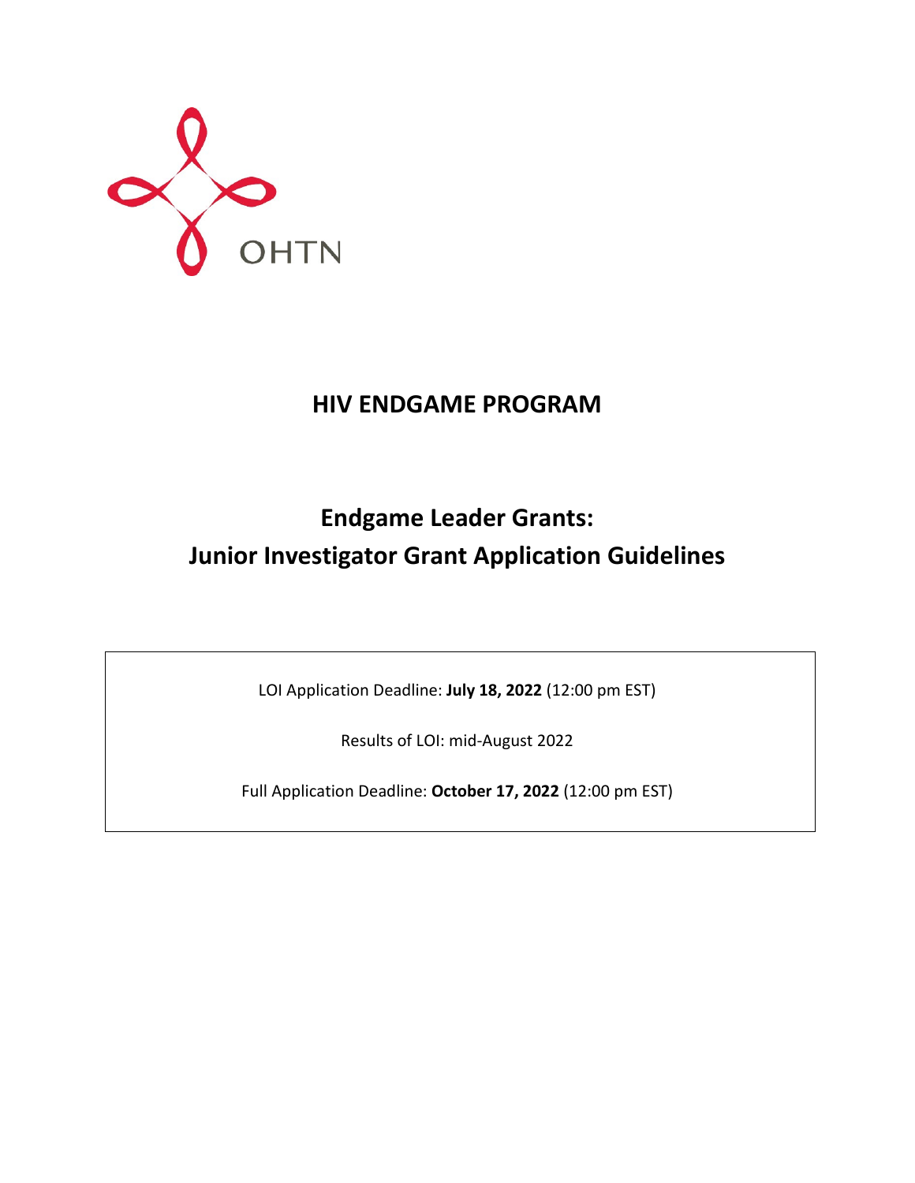OHTN

# HIV ENDGAME PROGRAM

## Endgame Leader Grants:
## Junior Investigator Grant Application Guidelines

LOI Application Deadline: **July 18, 2022** (12:00 pm EST)

Results of LOI: mid-August 2022

Full Application Deadline: **October 17, 2022** (12:00 pm EST)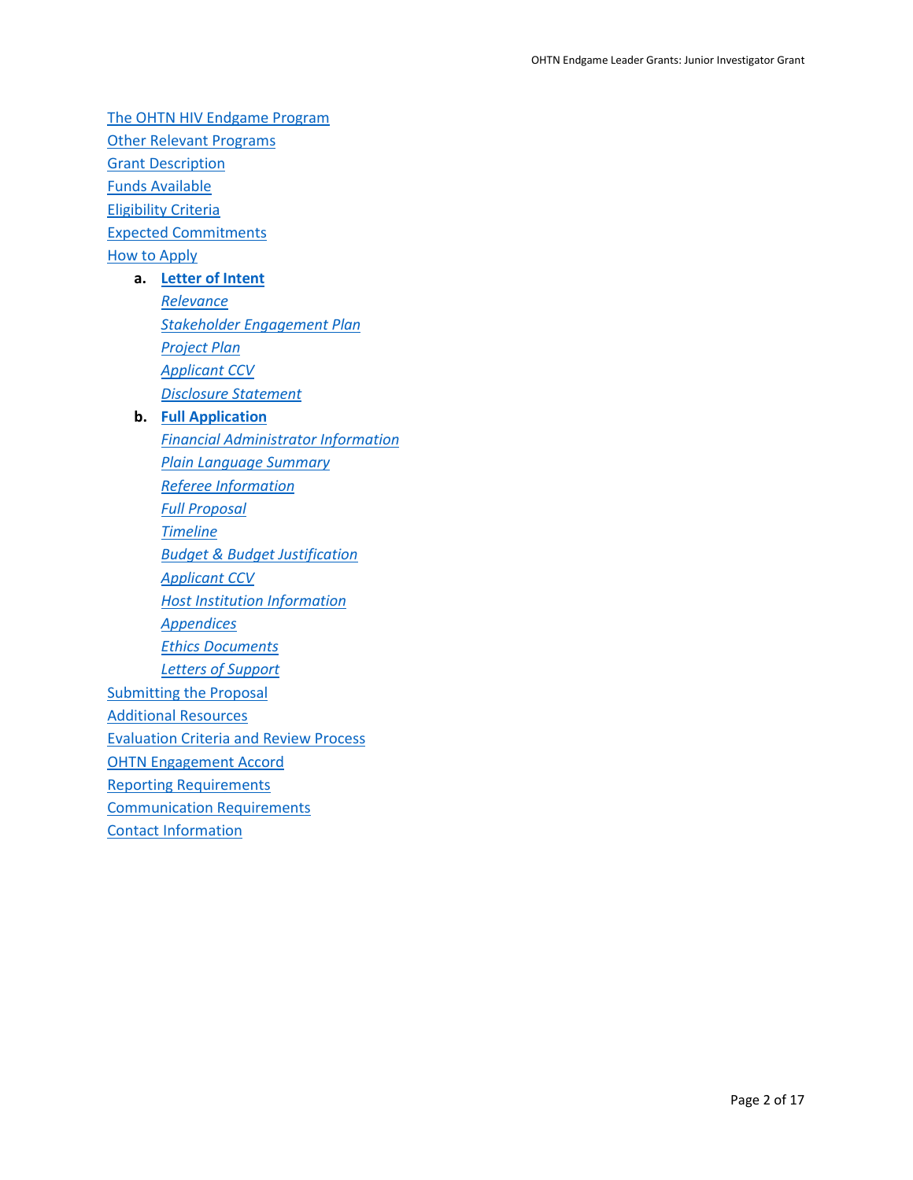The OHTN HIV Endgame Program
Other Relevant Programs
Grant Description
Funds Available
Eligibility Criteria
Expected Commitments
How to Apply

a. **Letter of Intent**
   - *Relevance*
   - *Stakeholder Engagement Plan*
   - *Project Plan*
   - *Applicant CCV*
   - *Disclosure Statement*

b. **Full Application**
   - *Financial Administrator Information*
   - *Plain Language Summary*
   - *Referee Information*
   - *Full Proposal*
   - *Timeline*
   - *Budget & Budget Justification*
   - *Applicant CCV*
   - *Host Institution Information*
   - *Appendices*
   - *Ethics Documents*
   - *Letters of Support*

Submitting the Proposal
Additional Resources
Evaluation Criteria and Review Process
OHTN Engagement Accord
Reporting Requirements
Communication Requirements
Contact Information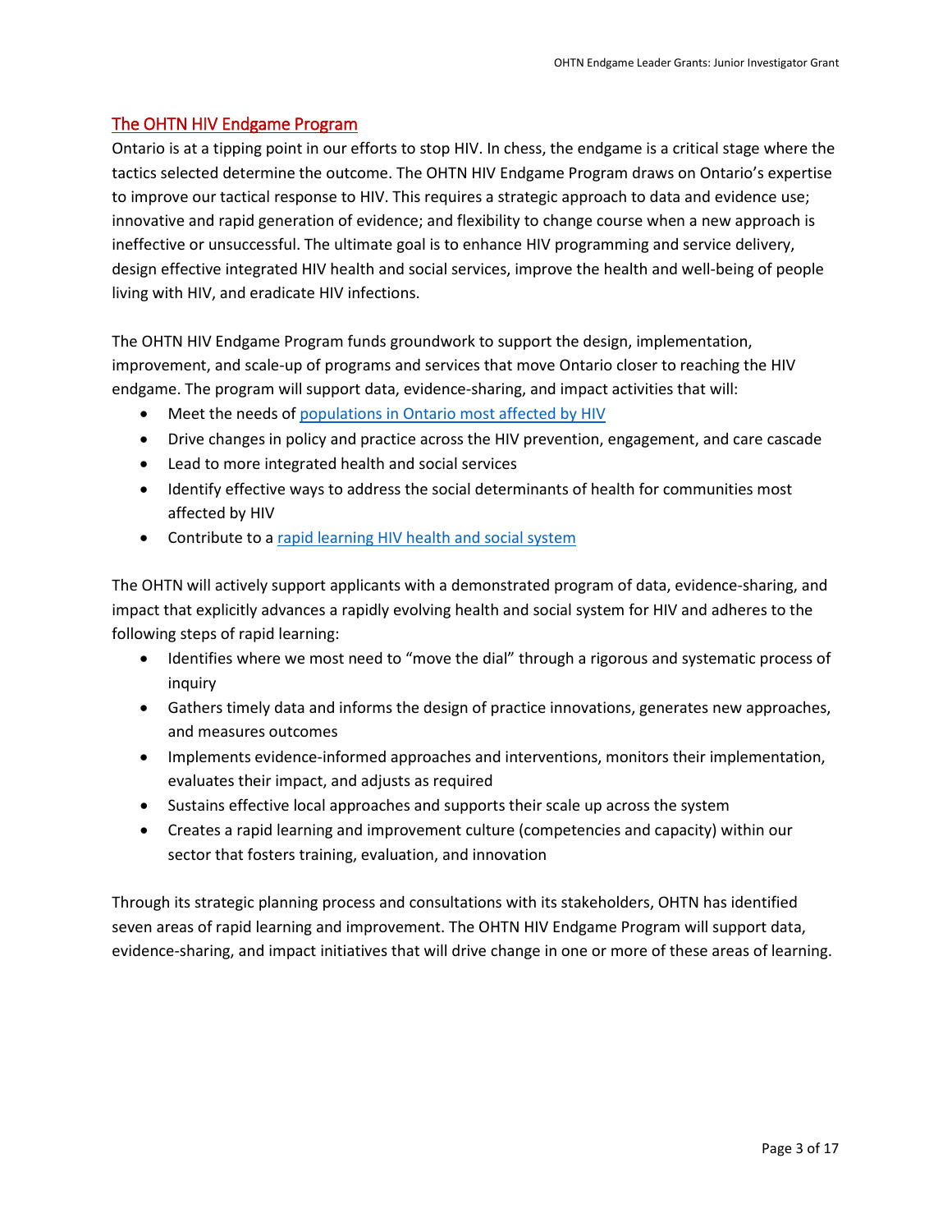## The OHTN HIV Endgame Program

Ontario is at a tipping point in our efforts to stop HIV. In chess, the endgame is a critical stage where the tactics selected determine the outcome. The OHTN HIV Endgame Program draws on Ontario's expertise to improve our tactical response to HIV. This requires a strategic approach to data and evidence use; innovative and rapid generation of evidence; and flexibility to change course when a new approach is ineffective or unsuccessful. The ultimate goal is to enhance HIV programming and service delivery, design effective integrated HIV health and social services, improve the health and well-being of people living with HIV, and eradicate HIV infections.

The OHTN HIV Endgame Program funds groundwork to support the design, implementation, improvement, and scale-up of programs and services that move Ontario closer to reaching the HIV endgame. The program will support data, evidence-sharing, and impact activities that will:

- Meet the needs of [populations in Ontario most affected by HIV]
- Drive changes in policy and practice across the HIV prevention, engagement, and care cascade
- Lead to more integrated health and social services
- Identify effective ways to address the social determinants of health for communities most affected by HIV
- Contribute to a [rapid learning HIV health and social system]

The OHTN will actively support applicants with a demonstrated program of data, evidence-sharing, and impact that explicitly advances a rapidly evolving health and social system for HIV and adheres to the following steps of rapid learning:

- Identifies where we most need to "move the dial" through a rigorous and systematic process of inquiry
- Gathers timely data and informs the design of practice innovations, generates new approaches, and measures outcomes
- Implements evidence-informed approaches and interventions, monitors their implementation, evaluates their impact, and adjusts as required
- Sustains effective local approaches and supports their scale up across the system
- Creates a rapid learning and improvement culture (competencies and capacity) within our sector that fosters training, evaluation, and innovation

Through its strategic planning process and consultations with its stakeholders, OHTN has identified seven areas of rapid learning and improvement. The OHTN HIV Endgame Program will support data, evidence-sharing, and impact initiatives that will drive change in one or more of these areas of learning.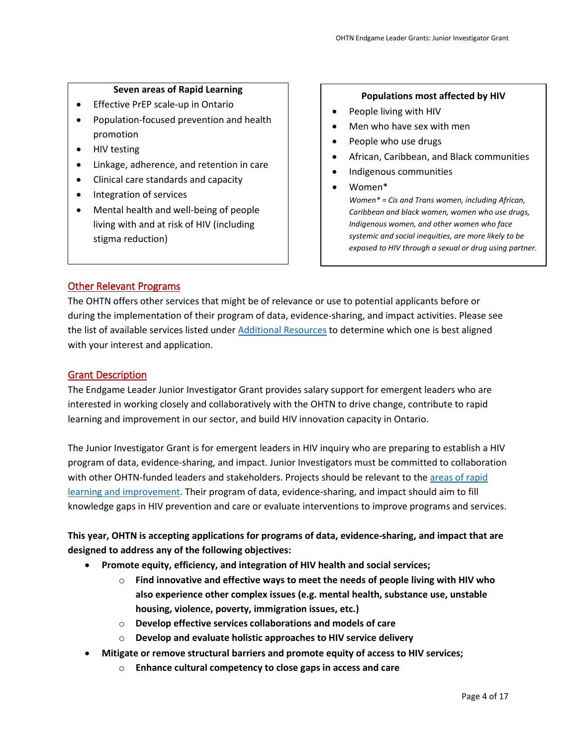**Seven areas of Rapid Learning**

- Effective PrEP scale-up in Ontario
- Population-focused prevention and health promotion
- HIV testing
- Linkage, adherence, and retention in care
- Clinical care standards and capacity
- Integration of services
- Mental health and well-being of people living with and at risk of HIV (including stigma reduction)

**Populations most affected by HIV**

- People living with HIV
- Men who have sex with men
- People who use drugs
- African, Caribbean, and Black communities
- Indigenous communities
- Women*

*Women* = Cis and Trans women, including African, Caribbean and black women, women who use drugs, Indigenous women, and other women who face systemic and social inequities, are more likely to be exposed to HIV through a sexual or drug using partner.*

## Other Relevant Programs

The OHTN offers other services that might be of relevance or use to potential applicants before or during the implementation of their program of data, evidence-sharing, and impact activities. Please see the list of available services listed under [Additional Resources] to determine which one is best aligned with your interest and application.

## Grant Description

The Endgame Leader Junior Investigator Grant provides salary support for emergent leaders who are interested in working closely and collaboratively with the OHTN to drive change, contribute to rapid learning and improvement in our sector, and build HIV innovation capacity in Ontario.

The Junior Investigator Grant is for emergent leaders in HIV inquiry who are preparing to establish a HIV program of data, evidence-sharing, and impact. Junior Investigators must be committed to collaboration with other OHTN-funded leaders and stakeholders. Projects should be relevant to the [areas of rapid learning and improvement]. Their program of data, evidence-sharing, and impact should aim to fill knowledge gaps in HIV prevention and care or evaluate interventions to improve programs and services.

**This year, OHTN is accepting applications for programs of data, evidence-sharing, and impact that are designed to address any of the following objectives:**

- **Promote equity, efficiency, and integration of HIV health and social services;**
  - **Find innovative and effective ways to meet the needs of people living with HIV who also experience other complex issues (e.g. mental health, substance use, unstable housing, violence, poverty, immigration issues, etc.)**
  - **Develop effective services collaborations and models of care**
  - **Develop and evaluate holistic approaches to HIV service delivery**
- **Mitigate or remove structural barriers and promote equity of access to HIV services;**
  - **Enhance cultural competency to close gaps in access and care**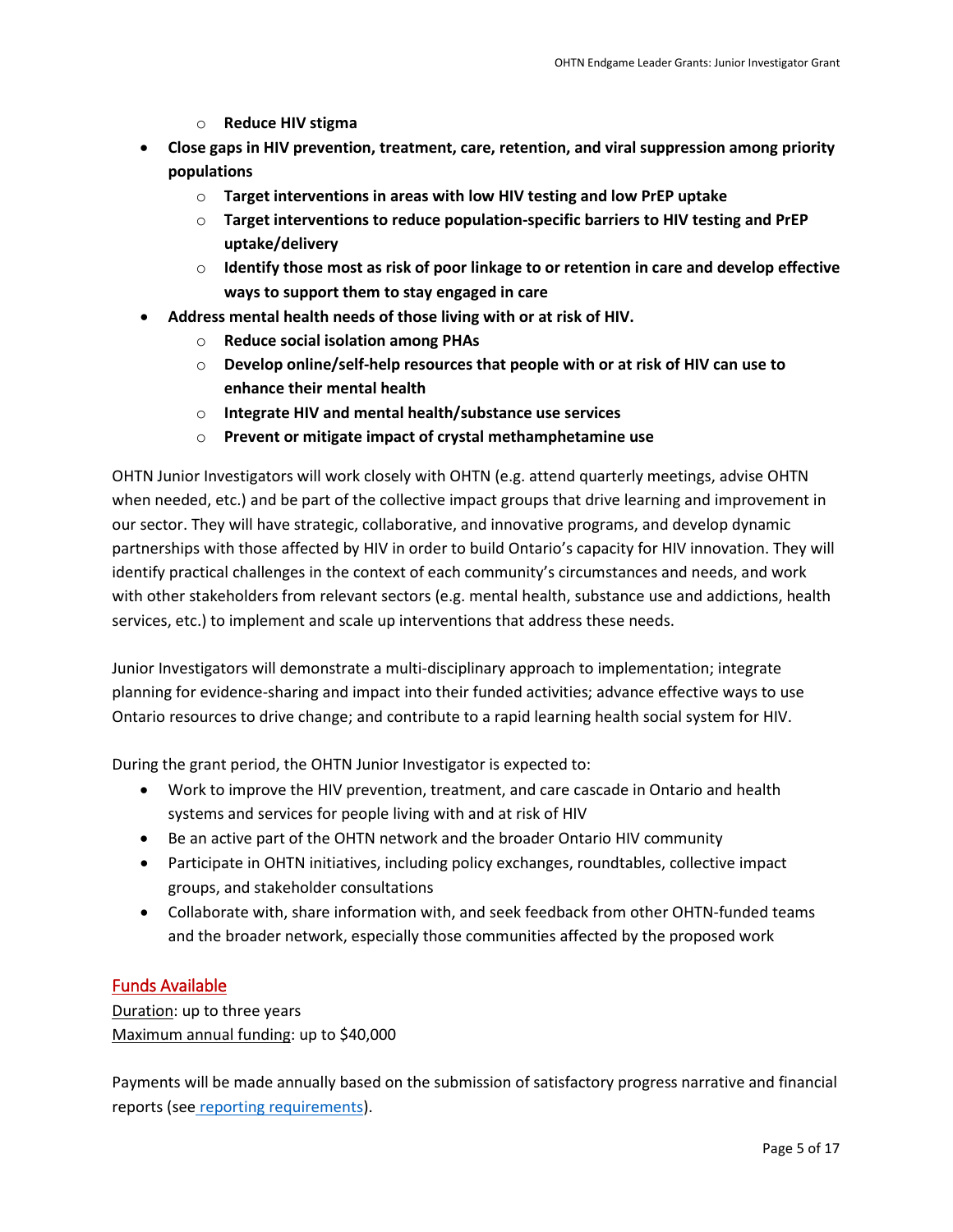- **Reduce HIV stigma**
- **Close gaps in HIV prevention, treatment, care, retention, and viral suppression among priority populations**
  - **Target interventions in areas with low HIV testing and low PrEP uptake**
  - **Target interventions to reduce population-specific barriers to HIV testing and PrEP uptake/delivery**
  - **Identify those most as risk of poor linkage to or retention in care and develop effective ways to support them to stay engaged in care**
- **Address mental health needs of those living with or at risk of HIV.**
  - **Reduce social isolation among PHAs**
  - **Develop online/self-help resources that people with or at risk of HIV can use to enhance their mental health**
  - **Integrate HIV and mental health/substance use services**
  - **Prevent or mitigate impact of crystal methamphetamine use**

OHTN Junior Investigators will work closely with OHTN (e.g. attend quarterly meetings, advise OHTN when needed, etc.) and be part of the collective impact groups that drive learning and improvement in our sector. They will have strategic, collaborative, and innovative programs, and develop dynamic partnerships with those affected by HIV in order to build Ontario's capacity for HIV innovation. They will identify practical challenges in the context of each community's circumstances and needs, and work with other stakeholders from relevant sectors (e.g. mental health, substance use and addictions, health services, etc.) to implement and scale up interventions that address these needs.

Junior Investigators will demonstrate a multi-disciplinary approach to implementation; integrate planning for evidence-sharing and impact into their funded activities; advance effective ways to use Ontario resources to drive change; and contribute to a rapid learning health social system for HIV.

During the grant period, the OHTN Junior Investigator is expected to:

- Work to improve the HIV prevention, treatment, and care cascade in Ontario and health systems and services for people living with and at risk of HIV
- Be an active part of the OHTN network and the broader Ontario HIV community
- Participate in OHTN initiatives, including policy exchanges, roundtables, collective impact groups, and stakeholder consultations
- Collaborate with, share information with, and seek feedback from other OHTN-funded teams and the broader network, especially those communities affected by the proposed work

## Funds Available

Duration: up to three years
Maximum annual funding: up to $40,000

Payments will be made annually based on the submission of satisfactory progress narrative and financial reports (see reporting requirements).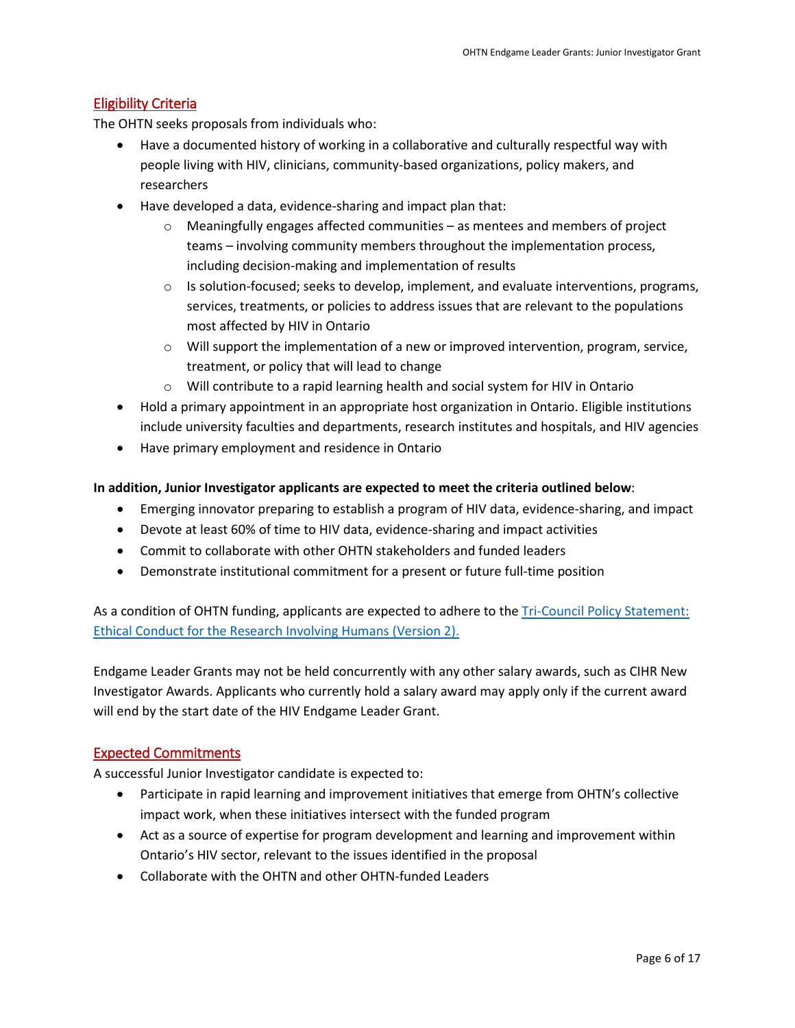## Eligibility Criteria

The OHTN seeks proposals from individuals who:

- Have a documented history of working in a collaborative and culturally respectful way with people living with HIV, clinicians, community-based organizations, policy makers, and researchers
- Have developed a data, evidence-sharing and impact plan that:
  - Meaningfully engages affected communities – as mentees and members of project teams – involving community members throughout the implementation process, including decision-making and implementation of results
  - Is solution-focused; seeks to develop, implement, and evaluate interventions, programs, services, treatments, or policies to address issues that are relevant to the populations most affected by HIV in Ontario
  - Will support the implementation of a new or improved intervention, program, service, treatment, or policy that will lead to change
  - Will contribute to a rapid learning health and social system for HIV in Ontario
- Hold a primary appointment in an appropriate host organization in Ontario. Eligible institutions include university faculties and departments, research institutes and hospitals, and HIV agencies
- Have primary employment and residence in Ontario

**In addition, Junior Investigator applicants are expected to meet the criteria outlined below**:

- Emerging innovator preparing to establish a program of HIV data, evidence-sharing, and impact
- Devote at least 60% of time to HIV data, evidence-sharing and impact activities
- Commit to collaborate with other OHTN stakeholders and funded leaders
- Demonstrate institutional commitment for a present or future full-time position

As a condition of OHTN funding, applicants are expected to adhere to the [Tri-Council Policy Statement: Ethical Conduct for the Research Involving Humans (Version 2).]()

Endgame Leader Grants may not be held concurrently with any other salary awards, such as CIHR New Investigator Awards. Applicants who currently hold a salary award may apply only if the current award will end by the start date of the HIV Endgame Leader Grant.

## Expected Commitments

A successful Junior Investigator candidate is expected to:

- Participate in rapid learning and improvement initiatives that emerge from OHTN's collective impact work, when these initiatives intersect with the funded program
- Act as a source of expertise for program development and learning and improvement within Ontario's HIV sector, relevant to the issues identified in the proposal
- Collaborate with the OHTN and other OHTN-funded Leaders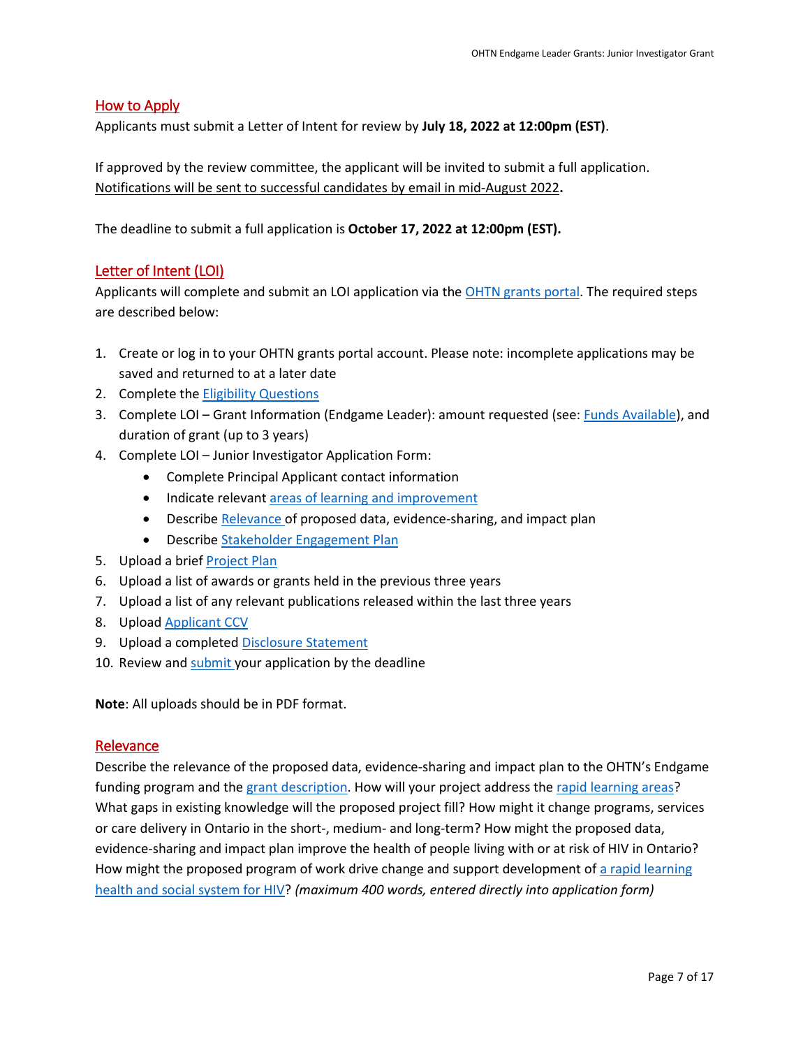## How to Apply

Applicants must submit a Letter of Intent for review by **July 18, 2022 at 12:00pm (EST)**.

If approved by the review committee, the applicant will be invited to submit a full application. Notifications will be sent to successful candidates by email in mid-August 2022**.**

The deadline to submit a full application is **October 17, 2022 at 12:00pm (EST).**

## Letter of Intent (LOI)

Applicants will complete and submit an LOI application via the OHTN grants portal. The required steps are described below:

1. Create or log in to your OHTN grants portal account. Please note: incomplete applications may be saved and returned to at a later date
2. Complete the Eligibility Questions
3. Complete LOI – Grant Information (Endgame Leader): amount requested (see: Funds Available), and duration of grant (up to 3 years)
4. Complete LOI – Junior Investigator Application Form:
   - Complete Principal Applicant contact information
   - Indicate relevant areas of learning and improvement
   - Describe Relevance of proposed data, evidence-sharing, and impact plan
   - Describe Stakeholder Engagement Plan
5. Upload a brief Project Plan
6. Upload a list of awards or grants held in the previous three years
7. Upload a list of any relevant publications released within the last three years
8. Upload Applicant CCV
9. Upload a completed Disclosure Statement
10. Review and submit your application by the deadline

**Note**: All uploads should be in PDF format.

## Relevance

Describe the relevance of the proposed data, evidence-sharing and impact plan to the OHTN's Endgame funding program and the grant description. How will your project address the rapid learning areas? What gaps in existing knowledge will the proposed project fill? How might it change programs, services or care delivery in Ontario in the short-, medium- and long-term? How might the proposed data, evidence-sharing and impact plan improve the health of people living with or at risk of HIV in Ontario? How might the proposed program of work drive change and support development of a rapid learning health and social system for HIV? *(maximum 400 words, entered directly into application form)*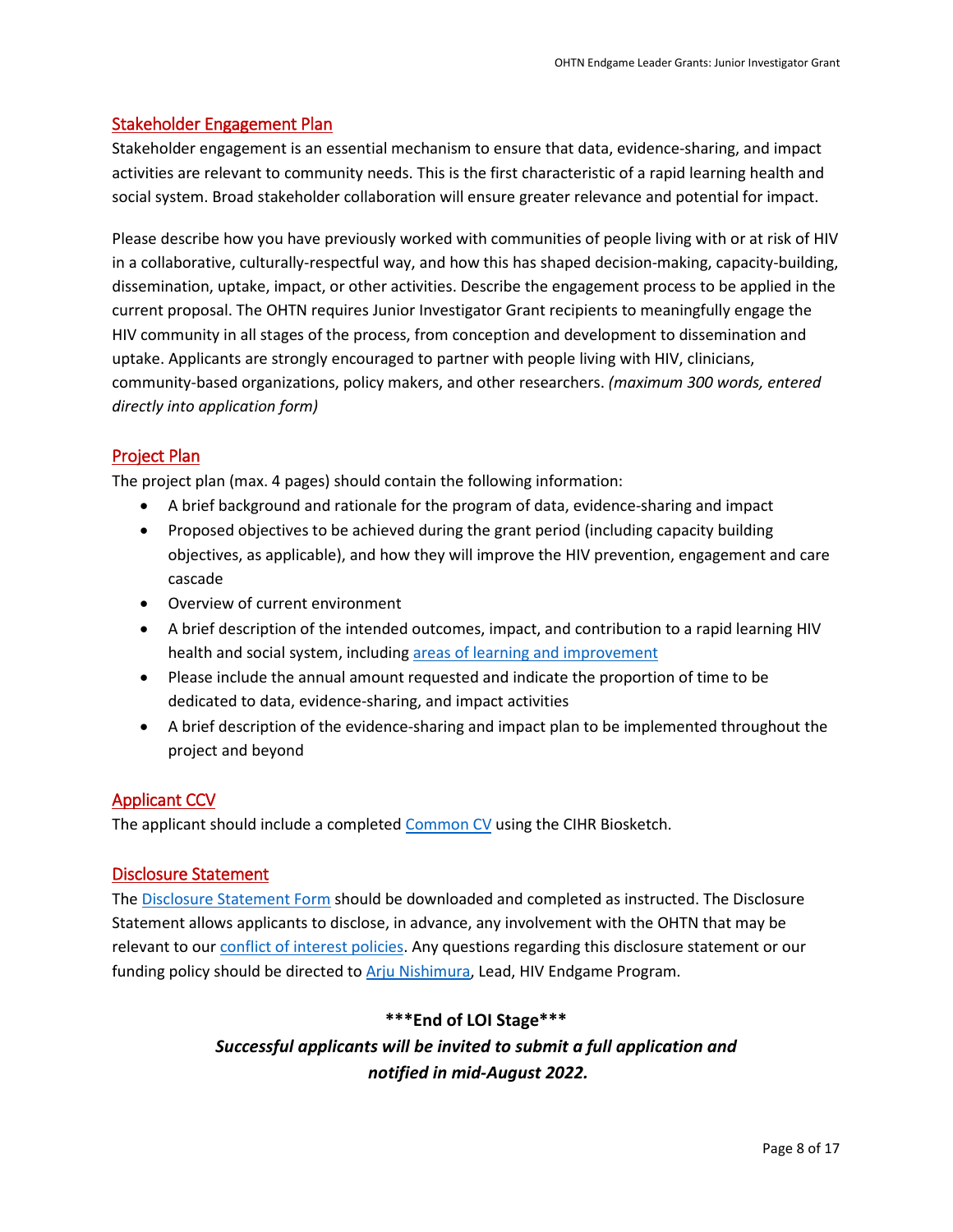## Stakeholder Engagement Plan

Stakeholder engagement is an essential mechanism to ensure that data, evidence-sharing, and impact activities are relevant to community needs. This is the first characteristic of a rapid learning health and social system. Broad stakeholder collaboration will ensure greater relevance and potential for impact.

Please describe how you have previously worked with communities of people living with or at risk of HIV in a collaborative, culturally-respectful way, and how this has shaped decision-making, capacity-building, dissemination, uptake, impact, or other activities. Describe the engagement process to be applied in the current proposal. The OHTN requires Junior Investigator Grant recipients to meaningfully engage the HIV community in all stages of the process, from conception and development to dissemination and uptake. Applicants are strongly encouraged to partner with people living with HIV, clinicians, community-based organizations, policy makers, and other researchers. *(maximum 300 words, entered directly into application form)*

## Project Plan

The project plan (max. 4 pages) should contain the following information:

- A brief background and rationale for the program of data, evidence-sharing and impact
- Proposed objectives to be achieved during the grant period (including capacity building objectives, as applicable), and how they will improve the HIV prevention, engagement and care cascade
- Overview of current environment
- A brief description of the intended outcomes, impact, and contribution to a rapid learning HIV health and social system, including areas of learning and improvement
- Please include the annual amount requested and indicate the proportion of time to be dedicated to data, evidence-sharing, and impact activities
- A brief description of the evidence-sharing and impact plan to be implemented throughout the project and beyond

## Applicant CCV

The applicant should include a completed Common CV using the CIHR Biosketch.

## Disclosure Statement

The Disclosure Statement Form should be downloaded and completed as instructed. The Disclosure Statement allows applicants to disclose, in advance, any involvement with the OHTN that may be relevant to our conflict of interest policies. Any questions regarding this disclosure statement or our funding policy should be directed to Arju Nishimura, Lead, HIV Endgame Program.

**\*\*\*End of LOI Stage\*\*\***

***Successful applicants will be invited to submit a full application and notified in mid-August 2022.***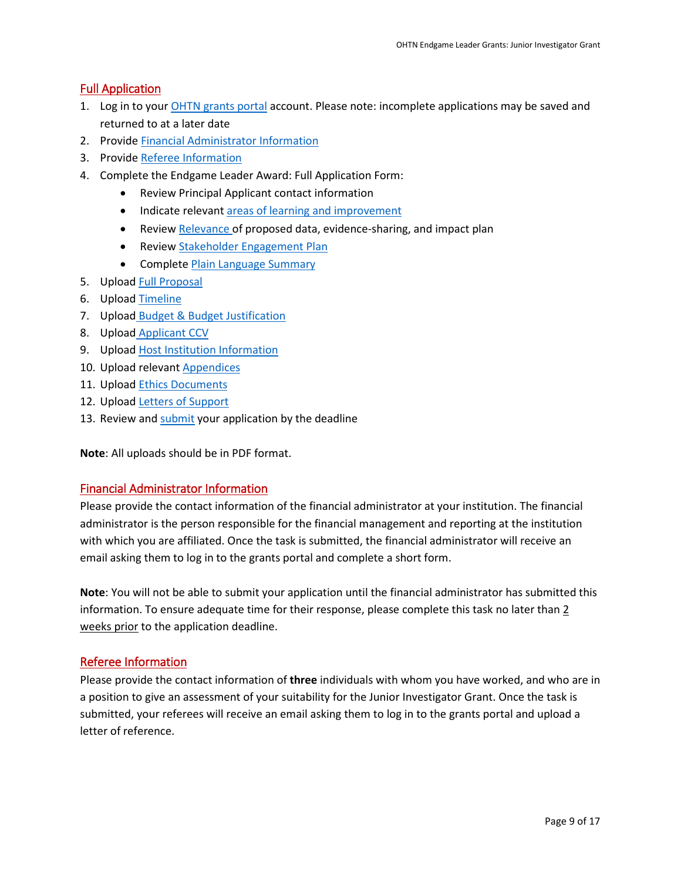## Full Application

1. Log in to your OHTN grants portal account. Please note: incomplete applications may be saved and returned to at a later date
2. Provide Financial Administrator Information
3. Provide Referee Information
4. Complete the Endgame Leader Award: Full Application Form:
   - Review Principal Applicant contact information
   - Indicate relevant areas of learning and improvement
   - Review Relevance of proposed data, evidence-sharing, and impact plan
   - Review Stakeholder Engagement Plan
   - Complete Plain Language Summary
5. Upload Full Proposal
6. Upload Timeline
7. Upload Budget & Budget Justification
8. Upload Applicant CCV
9. Upload Host Institution Information
10. Upload relevant Appendices
11. Upload Ethics Documents
12. Upload Letters of Support
13. Review and submit your application by the deadline

**Note**: All uploads should be in PDF format.

## Financial Administrator Information

Please provide the contact information of the financial administrator at your institution. The financial administrator is the person responsible for the financial management and reporting at the institution with which you are affiliated. Once the task is submitted, the financial administrator will receive an email asking them to log in to the grants portal and complete a short form.

**Note**: You will not be able to submit your application until the financial administrator has submitted this information. To ensure adequate time for their response, please complete this task no later than 2 weeks prior to the application deadline.

## Referee Information

Please provide the contact information of **three** individuals with whom you have worked, and who are in a position to give an assessment of your suitability for the Junior Investigator Grant. Once the task is submitted, your referees will receive an email asking them to log in to the grants portal and upload a letter of reference.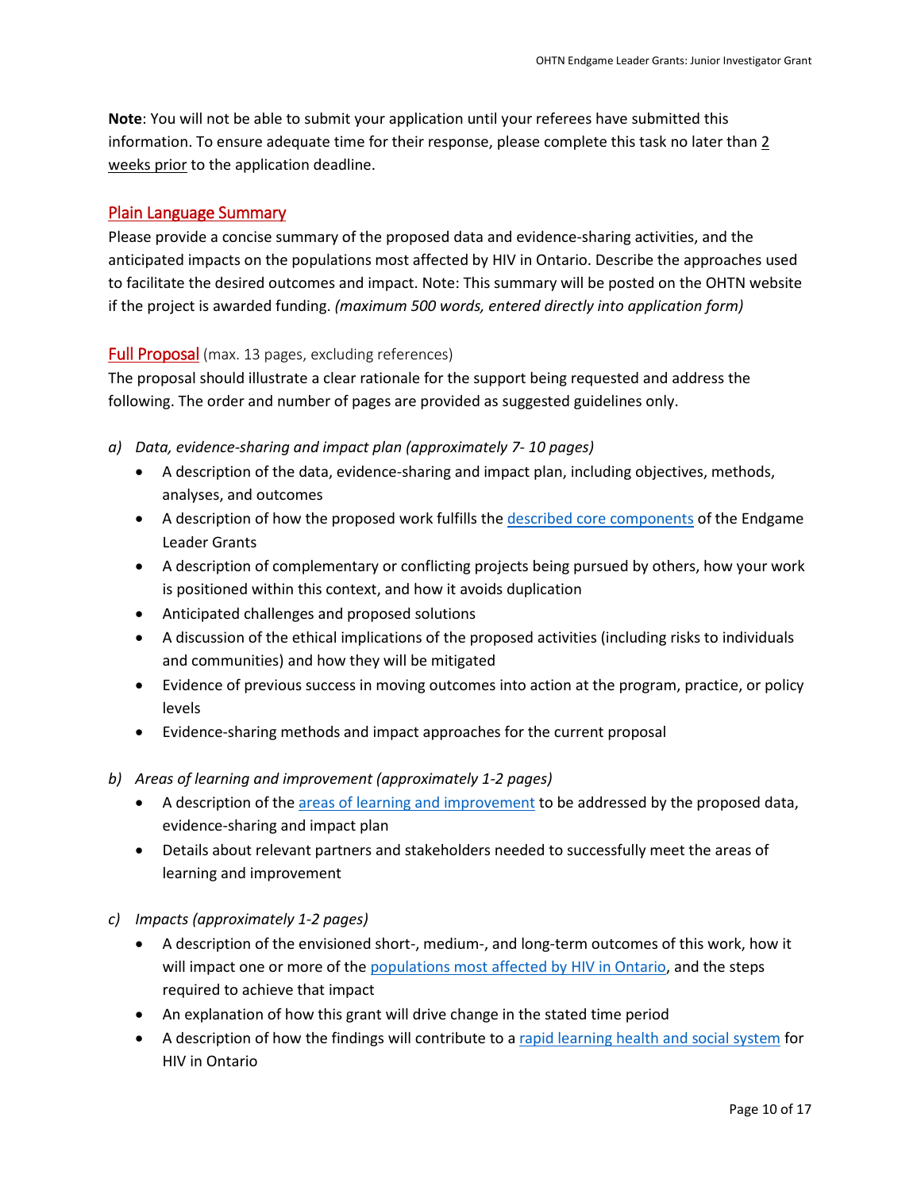**Note**: You will not be able to submit your application until your referees have submitted this information. To ensure adequate time for their response, please complete this task no later than 2 weeks prior to the application deadline.

## Plain Language Summary

Please provide a concise summary of the proposed data and evidence-sharing activities, and the anticipated impacts on the populations most affected by HIV in Ontario. Describe the approaches used to facilitate the desired outcomes and impact. Note: This summary will be posted on the OHTN website if the project is awarded funding. *(maximum 500 words, entered directly into application form)*

## Full Proposal (max. 13 pages, excluding references)

The proposal should illustrate a clear rationale for the support being requested and address the following. The order and number of pages are provided as suggested guidelines only.

a) *Data, evidence-sharing and impact plan (approximately 7- 10 pages)*
   - A description of the data, evidence-sharing and impact plan, including objectives, methods, analyses, and outcomes
   - A description of how the proposed work fulfills the described core components of the Endgame Leader Grants
   - A description of complementary or conflicting projects being pursued by others, how your work is positioned within this context, and how it avoids duplication
   - Anticipated challenges and proposed solutions
   - A discussion of the ethical implications of the proposed activities (including risks to individuals and communities) and how they will be mitigated
   - Evidence of previous success in moving outcomes into action at the program, practice, or policy levels
   - Evidence-sharing methods and impact approaches for the current proposal

b) *Areas of learning and improvement (approximately 1-2 pages)*
   - A description of the areas of learning and improvement to be addressed by the proposed data, evidence-sharing and impact plan
   - Details about relevant partners and stakeholders needed to successfully meet the areas of learning and improvement

c) *Impacts (approximately 1-2 pages)*
   - A description of the envisioned short-, medium-, and long-term outcomes of this work, how it will impact one or more of the populations most affected by HIV in Ontario, and the steps required to achieve that impact
   - An explanation of how this grant will drive change in the stated time period
   - A description of how the findings will contribute to a rapid learning health and social system for HIV in Ontario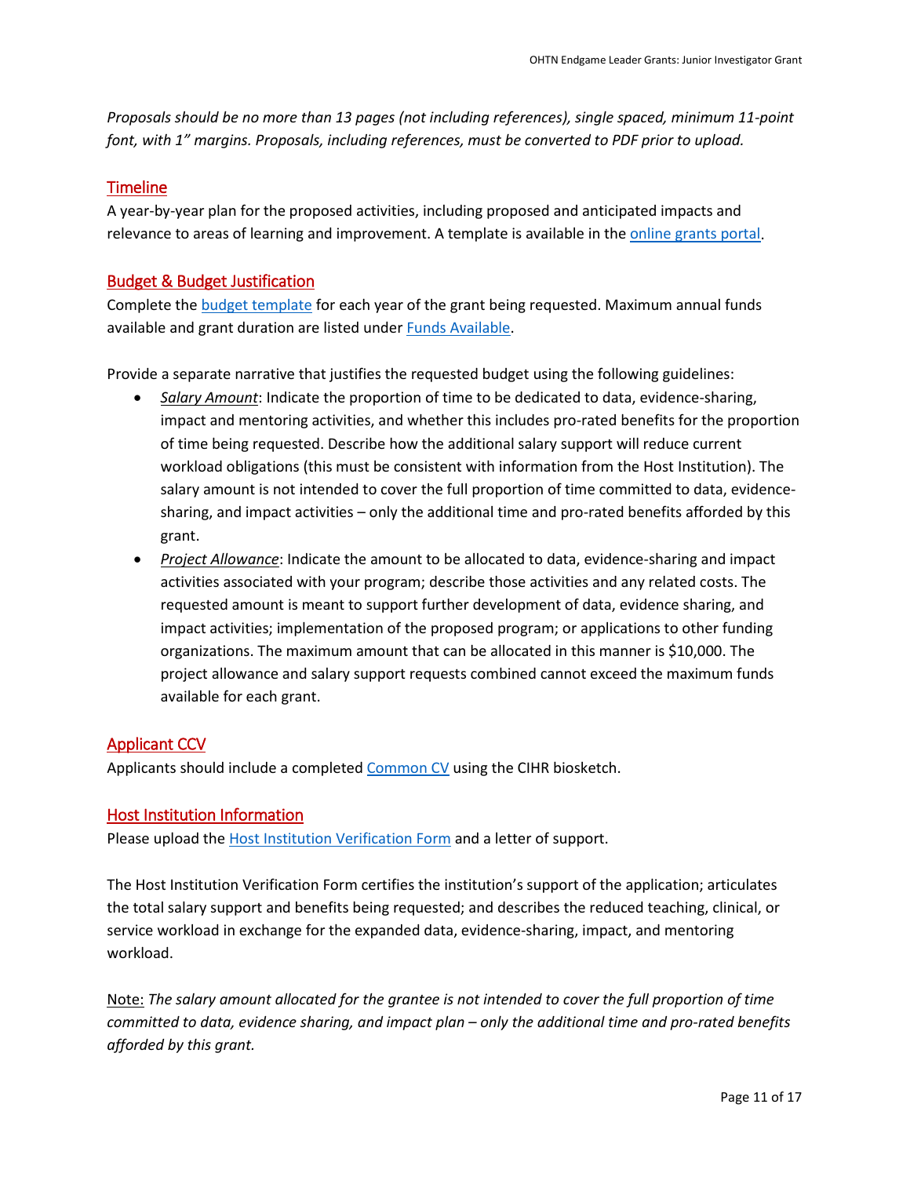*Proposals should be no more than 13 pages (not including references), single spaced, minimum 11-point font, with 1" margins. Proposals, including references, must be converted to PDF prior to upload.*

## Timeline

A year-by-year plan for the proposed activities, including proposed and anticipated impacts and relevance to areas of learning and improvement. A template is available in the online grants portal.

## Budget & Budget Justification

Complete the budget template for each year of the grant being requested. Maximum annual funds available and grant duration are listed under Funds Available.

Provide a separate narrative that justifies the requested budget using the following guidelines:

- *Salary Amount*: Indicate the proportion of time to be dedicated to data, evidence-sharing, impact and mentoring activities, and whether this includes pro-rated benefits for the proportion of time being requested. Describe how the additional salary support will reduce current workload obligations (this must be consistent with information from the Host Institution). The salary amount is not intended to cover the full proportion of time committed to data, evidence-sharing, and impact activities – only the additional time and pro-rated benefits afforded by this grant.
- *Project Allowance*: Indicate the amount to be allocated to data, evidence-sharing and impact activities associated with your program; describe those activities and any related costs. The requested amount is meant to support further development of data, evidence sharing, and impact activities; implementation of the proposed program; or applications to other funding organizations. The maximum amount that can be allocated in this manner is $10,000. The project allowance and salary support requests combined cannot exceed the maximum funds available for each grant.

## Applicant CCV

Applicants should include a completed Common CV using the CIHR biosketch.

## Host Institution Information

Please upload the Host Institution Verification Form and a letter of support.

The Host Institution Verification Form certifies the institution's support of the application; articulates the total salary support and benefits being requested; and describes the reduced teaching, clinical, or service workload in exchange for the expanded data, evidence-sharing, impact, and mentoring workload.

Note: *The salary amount allocated for the grantee is not intended to cover the full proportion of time committed to data, evidence sharing, and impact plan – only the additional time and pro-rated benefits afforded by this grant.*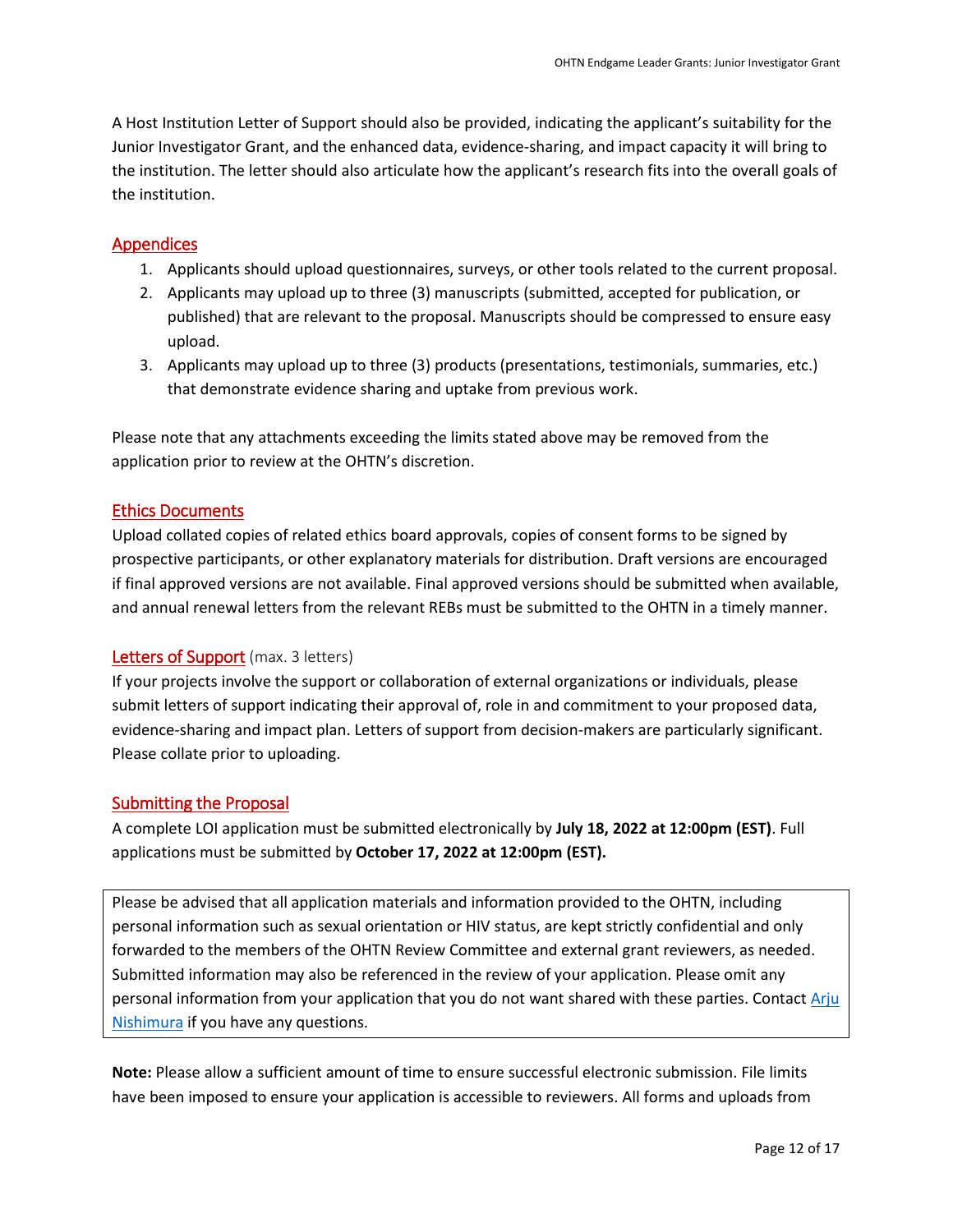A Host Institution Letter of Support should also be provided, indicating the applicant's suitability for the Junior Investigator Grant, and the enhanced data, evidence-sharing, and impact capacity it will bring to the institution. The letter should also articulate how the applicant's research fits into the overall goals of the institution.

## Appendices

1. Applicants should upload questionnaires, surveys, or other tools related to the current proposal.
2. Applicants may upload up to three (3) manuscripts (submitted, accepted for publication, or published) that are relevant to the proposal. Manuscripts should be compressed to ensure easy upload.
3. Applicants may upload up to three (3) products (presentations, testimonials, summaries, etc.) that demonstrate evidence sharing and uptake from previous work.

Please note that any attachments exceeding the limits stated above may be removed from the application prior to review at the OHTN's discretion.

## Ethics Documents

Upload collated copies of related ethics board approvals, copies of consent forms to be signed by prospective participants, or other explanatory materials for distribution. Draft versions are encouraged if final approved versions are not available. Final approved versions should be submitted when available, and annual renewal letters from the relevant REBs must be submitted to the OHTN in a timely manner.

## Letters of Support (max. 3 letters)

If your projects involve the support or collaboration of external organizations or individuals, please submit letters of support indicating their approval of, role in and commitment to your proposed data, evidence-sharing and impact plan. Letters of support from decision-makers are particularly significant. Please collate prior to uploading.

## Submitting the Proposal

A complete LOI application must be submitted electronically by **July 18, 2022 at 12:00pm (EST)**. Full applications must be submitted by **October 17, 2022 at 12:00pm (EST).**

> Please be advised that all application materials and information provided to the OHTN, including personal information such as sexual orientation or HIV status, are kept strictly confidential and only forwarded to the members of the OHTN Review Committee and external grant reviewers, as needed. Submitted information may also be referenced in the review of your application. Please omit any personal information from your application that you do not want shared with these parties. Contact Arju Nishimura if you have any questions.

**Note:** Please allow a sufficient amount of time to ensure successful electronic submission. File limits have been imposed to ensure your application is accessible to reviewers. All forms and uploads from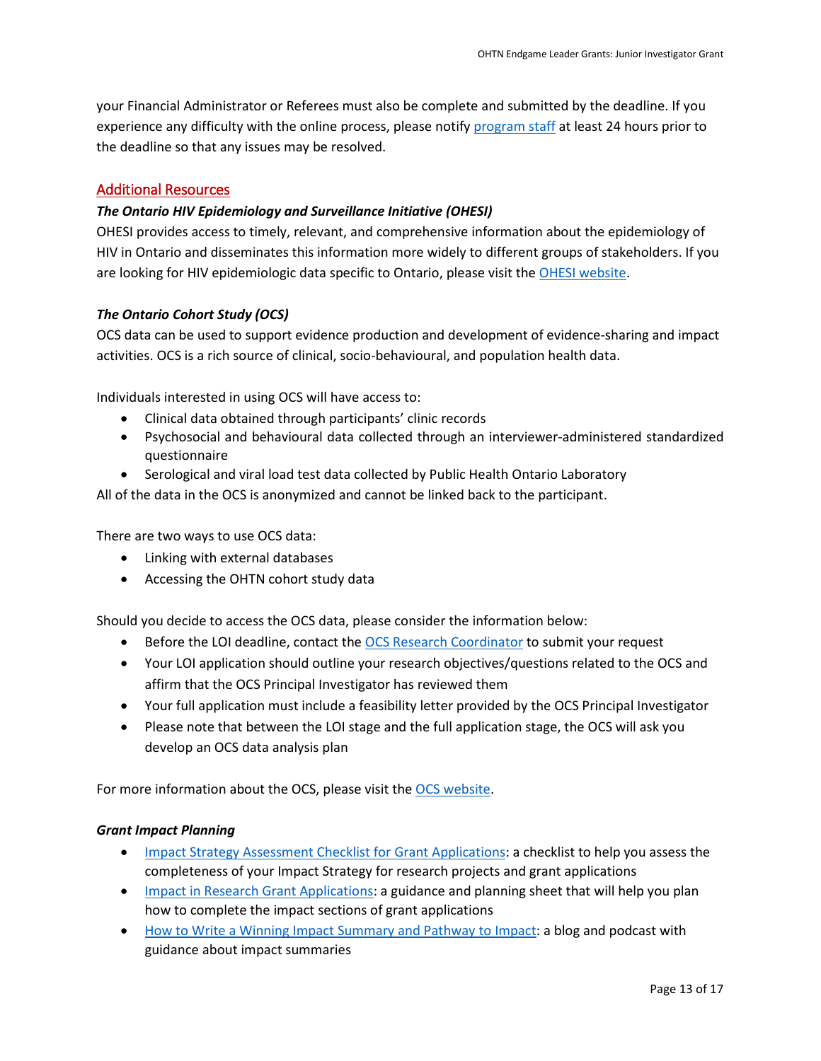your Financial Administrator or Referees must also be complete and submitted by the deadline. If you experience any difficulty with the online process, please notify program staff at least 24 hours prior to the deadline so that any issues may be resolved.

## Additional Resources

### *The Ontario HIV Epidemiology and Surveillance Initiative (OHESI)*

OHESI provides access to timely, relevant, and comprehensive information about the epidemiology of HIV in Ontario and disseminates this information more widely to different groups of stakeholders. If you are looking for HIV epidemiologic data specific to Ontario, please visit the OHESI website.

### *The Ontario Cohort Study (OCS)*

OCS data can be used to support evidence production and development of evidence-sharing and impact activities. OCS is a rich source of clinical, socio-behavioural, and population health data.

Individuals interested in using OCS will have access to:

- Clinical data obtained through participants' clinic records
- Psychosocial and behavioural data collected through an interviewer-administered standardized questionnaire
- Serological and viral load test data collected by Public Health Ontario Laboratory

All of the data in the OCS is anonymized and cannot be linked back to the participant.

There are two ways to use OCS data:

- Linking with external databases
- Accessing the OHTN cohort study data

Should you decide to access the OCS data, please consider the information below:

- Before the LOI deadline, contact the OCS Research Coordinator to submit your request
- Your LOI application should outline your research objectives/questions related to the OCS and affirm that the OCS Principal Investigator has reviewed them
- Your full application must include a feasibility letter provided by the OCS Principal Investigator
- Please note that between the LOI stage and the full application stage, the OCS will ask you develop an OCS data analysis plan

For more information about the OCS, please visit the OCS website.

### *Grant Impact Planning*

- Impact Strategy Assessment Checklist for Grant Applications: a checklist to help you assess the completeness of your Impact Strategy for research projects and grant applications
- Impact in Research Grant Applications: a guidance and planning sheet that will help you plan how to complete the impact sections of grant applications
- How to Write a Winning Impact Summary and Pathway to Impact: a blog and podcast with guidance about impact summaries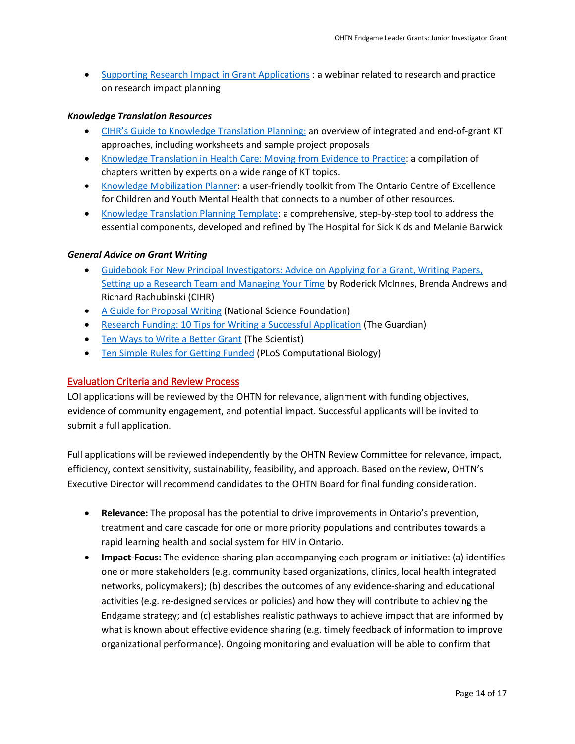- Supporting Research Impact in Grant Applications : a webinar related to research and practice on research impact planning

### *Knowledge Translation Resources*

- CIHR's Guide to Knowledge Translation Planning: an overview of integrated and end-of-grant KT approaches, including worksheets and sample project proposals
- Knowledge Translation in Health Care: Moving from Evidence to Practice: a compilation of chapters written by experts on a wide range of KT topics.
- Knowledge Mobilization Planner: a user-friendly toolkit from The Ontario Centre of Excellence for Children and Youth Mental Health that connects to a number of other resources.
- Knowledge Translation Planning Template: a comprehensive, step-by-step tool to address the essential components, developed and refined by The Hospital for Sick Kids and Melanie Barwick

### *General Advice on Grant Writing*

- Guidebook For New Principal Investigators: Advice on Applying for a Grant, Writing Papers, Setting up a Research Team and Managing Your Time by Roderick McInnes, Brenda Andrews and Richard Rachubinski (CIHR)
- A Guide for Proposal Writing (National Science Foundation)
- Research Funding: 10 Tips for Writing a Successful Application (The Guardian)
- Ten Ways to Write a Better Grant (The Scientist)
- Ten Simple Rules for Getting Funded (PLoS Computational Biology)

## Evaluation Criteria and Review Process

LOI applications will be reviewed by the OHTN for relevance, alignment with funding objectives, evidence of community engagement, and potential impact. Successful applicants will be invited to submit a full application.

Full applications will be reviewed independently by the OHTN Review Committee for relevance, impact, efficiency, context sensitivity, sustainability, feasibility, and approach. Based on the review, OHTN's Executive Director will recommend candidates to the OHTN Board for final funding consideration.

- **Relevance:** The proposal has the potential to drive improvements in Ontario's prevention, treatment and care cascade for one or more priority populations and contributes towards a rapid learning health and social system for HIV in Ontario.
- **Impact-Focus:** The evidence-sharing plan accompanying each program or initiative: (a) identifies one or more stakeholders (e.g. community based organizations, clinics, local health integrated networks, policymakers); (b) describes the outcomes of any evidence-sharing and educational activities (e.g. re-designed services or policies) and how they will contribute to achieving the Endgame strategy; and (c) establishes realistic pathways to achieve impact that are informed by what is known about effective evidence sharing (e.g. timely feedback of information to improve organizational performance). Ongoing monitoring and evaluation will be able to confirm that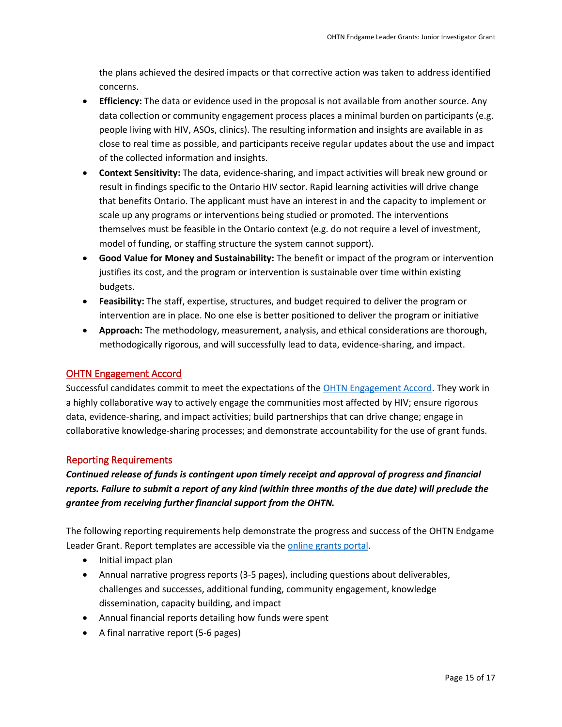the plans achieved the desired impacts or that corrective action was taken to address identified concerns.

- **Efficiency:** The data or evidence used in the proposal is not available from another source. Any data collection or community engagement process places a minimal burden on participants (e.g. people living with HIV, ASOs, clinics). The resulting information and insights are available in as close to real time as possible, and participants receive regular updates about the use and impact of the collected information and insights.
- **Context Sensitivity:** The data, evidence-sharing, and impact activities will break new ground or result in findings specific to the Ontario HIV sector. Rapid learning activities will drive change that benefits Ontario. The applicant must have an interest in and the capacity to implement or scale up any programs or interventions being studied or promoted. The interventions themselves must be feasible in the Ontario context (e.g. do not require a level of investment, model of funding, or staffing structure the system cannot support).
- **Good Value for Money and Sustainability:** The benefit or impact of the program or intervention justifies its cost, and the program or intervention is sustainable over time within existing budgets.
- **Feasibility:** The staff, expertise, structures, and budget required to deliver the program or intervention are in place. No one else is better positioned to deliver the program or initiative
- **Approach:** The methodology, measurement, analysis, and ethical considerations are thorough, methodologically rigorous, and will successfully lead to data, evidence-sharing, and impact.

## OHTN Engagement Accord

Successful candidates commit to meet the expectations of the OHTN Engagement Accord. They work in a highly collaborative way to actively engage the communities most affected by HIV; ensure rigorous data, evidence-sharing, and impact activities; build partnerships that can drive change; engage in collaborative knowledge-sharing processes; and demonstrate accountability for the use of grant funds.

## Reporting Requirements

***Continued release of funds is contingent upon timely receipt and approval of progress and financial reports. Failure to submit a report of any kind (within three months of the due date) will preclude the grantee from receiving further financial support from the OHTN.***

The following reporting requirements help demonstrate the progress and success of the OHTN Endgame Leader Grant. Report templates are accessible via the online grants portal.

- Initial impact plan
- Annual narrative progress reports (3-5 pages), including questions about deliverables, challenges and successes, additional funding, community engagement, knowledge dissemination, capacity building, and impact
- Annual financial reports detailing how funds were spent
- A final narrative report (5-6 pages)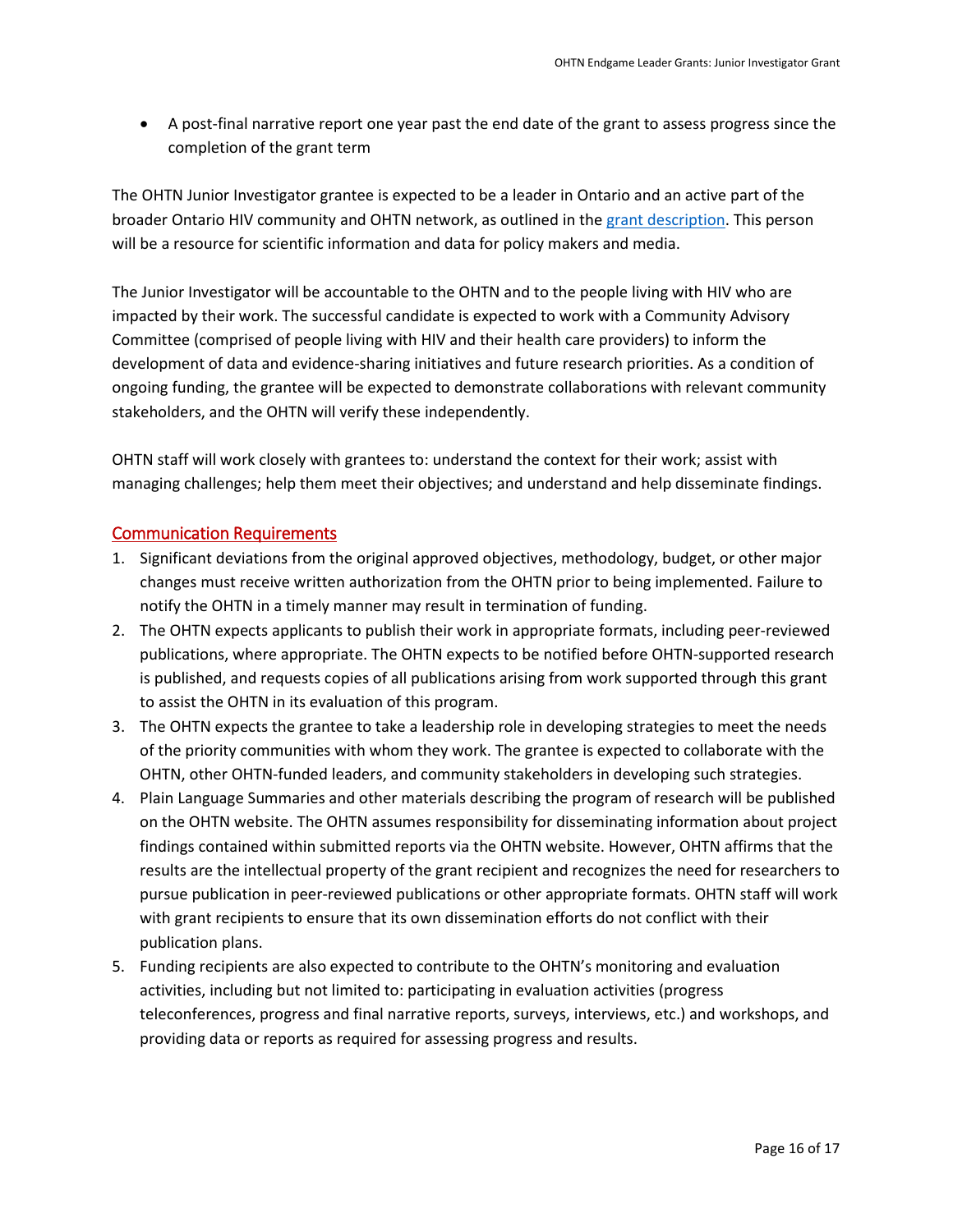- A post-final narrative report one year past the end date of the grant to assess progress since the completion of the grant term

The OHTN Junior Investigator grantee is expected to be a leader in Ontario and an active part of the broader Ontario HIV community and OHTN network, as outlined in the [grant description](). This person will be a resource for scientific information and data for policy makers and media.

The Junior Investigator will be accountable to the OHTN and to the people living with HIV who are impacted by their work. The successful candidate is expected to work with a Community Advisory Committee (comprised of people living with HIV and their health care providers) to inform the development of data and evidence-sharing initiatives and future research priorities. As a condition of ongoing funding, the grantee will be expected to demonstrate collaborations with relevant community stakeholders, and the OHTN will verify these independently.

OHTN staff will work closely with grantees to: understand the context for their work; assist with managing challenges; help them meet their objectives; and understand and help disseminate findings.

## Communication Requirements

1. Significant deviations from the original approved objectives, methodology, budget, or other major changes must receive written authorization from the OHTN prior to being implemented. Failure to notify the OHTN in a timely manner may result in termination of funding.
2. The OHTN expects applicants to publish their work in appropriate formats, including peer-reviewed publications, where appropriate. The OHTN expects to be notified before OHTN-supported research is published, and requests copies of all publications arising from work supported through this grant to assist the OHTN in its evaluation of this program.
3. The OHTN expects the grantee to take a leadership role in developing strategies to meet the needs of the priority communities with whom they work. The grantee is expected to collaborate with the OHTN, other OHTN-funded leaders, and community stakeholders in developing such strategies.
4. Plain Language Summaries and other materials describing the program of research will be published on the OHTN website. The OHTN assumes responsibility for disseminating information about project findings contained within submitted reports via the OHTN website. However, OHTN affirms that the results are the intellectual property of the grant recipient and recognizes the need for researchers to pursue publication in peer-reviewed publications or other appropriate formats. OHTN staff will work with grant recipients to ensure that its own dissemination efforts do not conflict with their publication plans.
5. Funding recipients are also expected to contribute to the OHTN's monitoring and evaluation activities, including but not limited to: participating in evaluation activities (progress teleconferences, progress and final narrative reports, surveys, interviews, etc.) and workshops, and providing data or reports as required for assessing progress and results.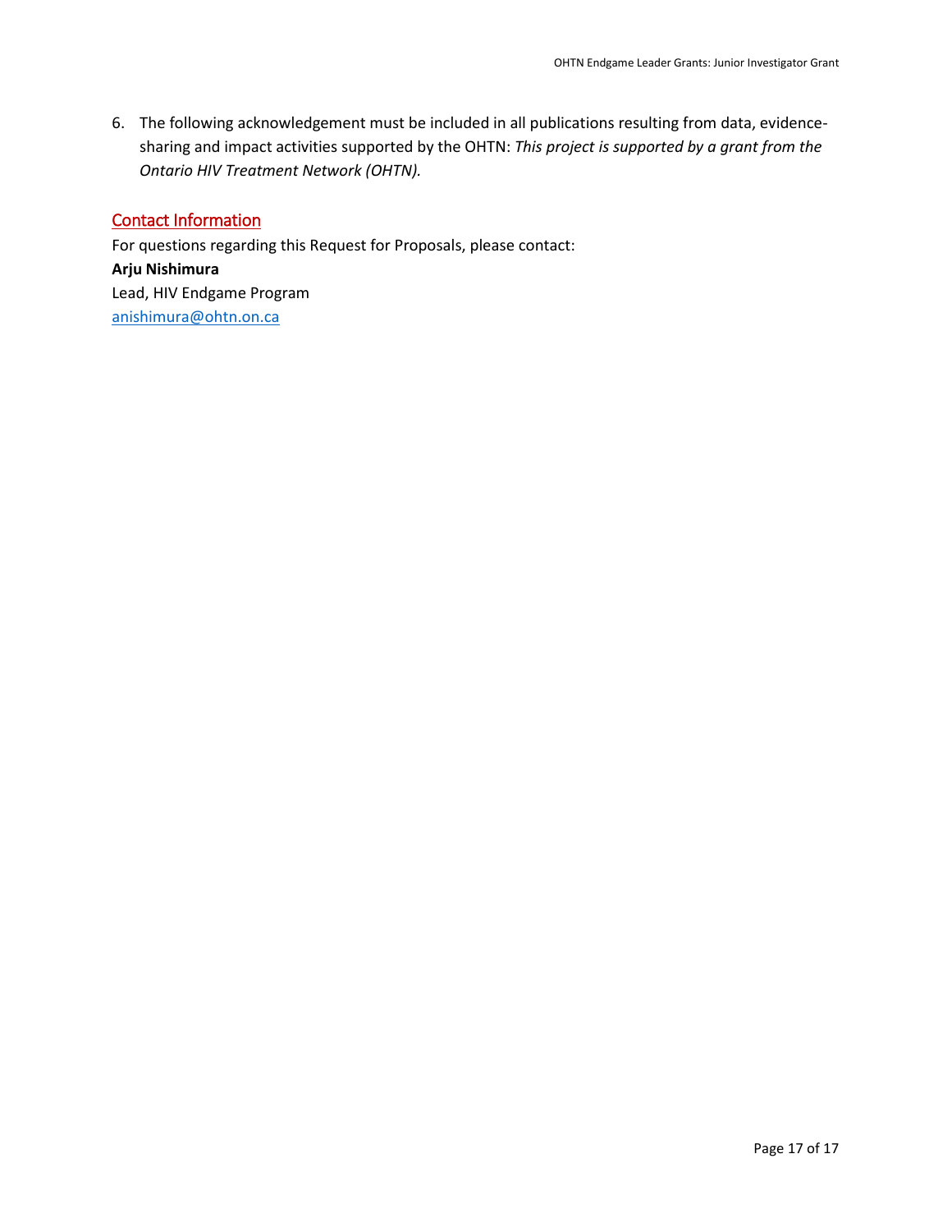6. The following acknowledgement must be included in all publications resulting from data, evidence-sharing and impact activities supported by the OHTN: *This project is supported by a grant from the Ontario HIV Treatment Network (OHTN).*

## Contact Information

For questions regarding this Request for Proposals, please contact:
**Arju Nishimura**
Lead, HIV Endgame Program
anishimura@ohtn.on.ca